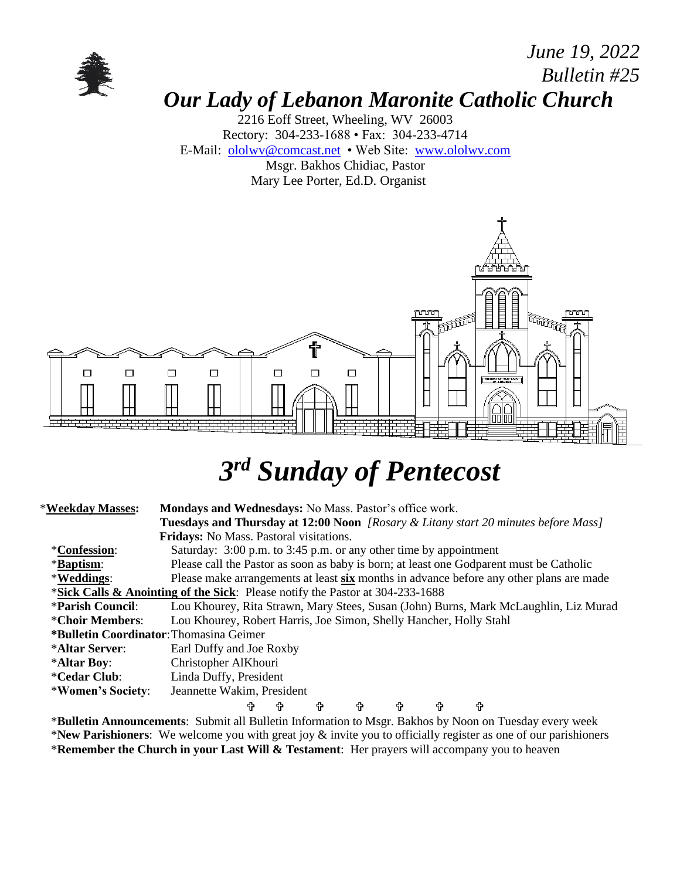*June 19, 2022*
*Bulletin #25*

# *Our Lady of Lebanon Maronite Catholic Church*

2216 Eoff Street, Wheeling, WV 26003
Rectory: 304-233-1688 • Fax: 304-233-4714
E-Mail: ololwv@comcast.net • Web Site: www.ololwv.com
Msgr. Bakhos Chidiac, Pastor
Mary Lee Porter, Ed.D. Organist

# *3rd Sunday of Pentecost*

*__Weekday Masses:__ **Mondays and Wednesdays:** No Mass. Pastor's office work.
**Tuesdays and Thursday at 12:00 Noon** *[Rosary & Litany start 20 minutes before Mass]*
**Fridays:** No Mass. Pastoral visitations.

*__Confession__: Saturday: 3:00 p.m. to 3:45 p.m. or any other time by appointment

*__Baptism__: Please call the Pastor as soon as baby is born; at least one Godparent must be Catholic

*__Weddings__: Please make arrangements at least __six__ months in advance before any other plans are made

*__Sick Calls & Anointing of the Sick__: Please notify the Pastor at 304-233-1688

***Parish Council**: Lou Khourey, Rita Strawn, Mary Stees, Susan (John) Burns, Mark McLaughlin, Liz Murad

***Choir Members**: Lou Khourey, Robert Harris, Joe Simon, Shelly Hancher, Holly Stahl

***Bulletin Coordinator**: Thomasina Geimer

***Altar Server**: Earl Duffy and Joe Roxby

***Altar Boy**: Christopher AlKhouri

***Cedar Club**: Linda Duffy, President

***Women's Society**: Jeannette Wakim, President

✞ ✞ ✞ ✞ ✞ ✞ ✞

***Bulletin Announcements**: Submit all Bulletin Information to Msgr. Bakhos by Noon on Tuesday every week

***New Parishioners**: We welcome you with great joy & invite you to officially register as one of our parishioners

***Remember the Church in your Last Will & Testament**: Her prayers will accompany you to heaven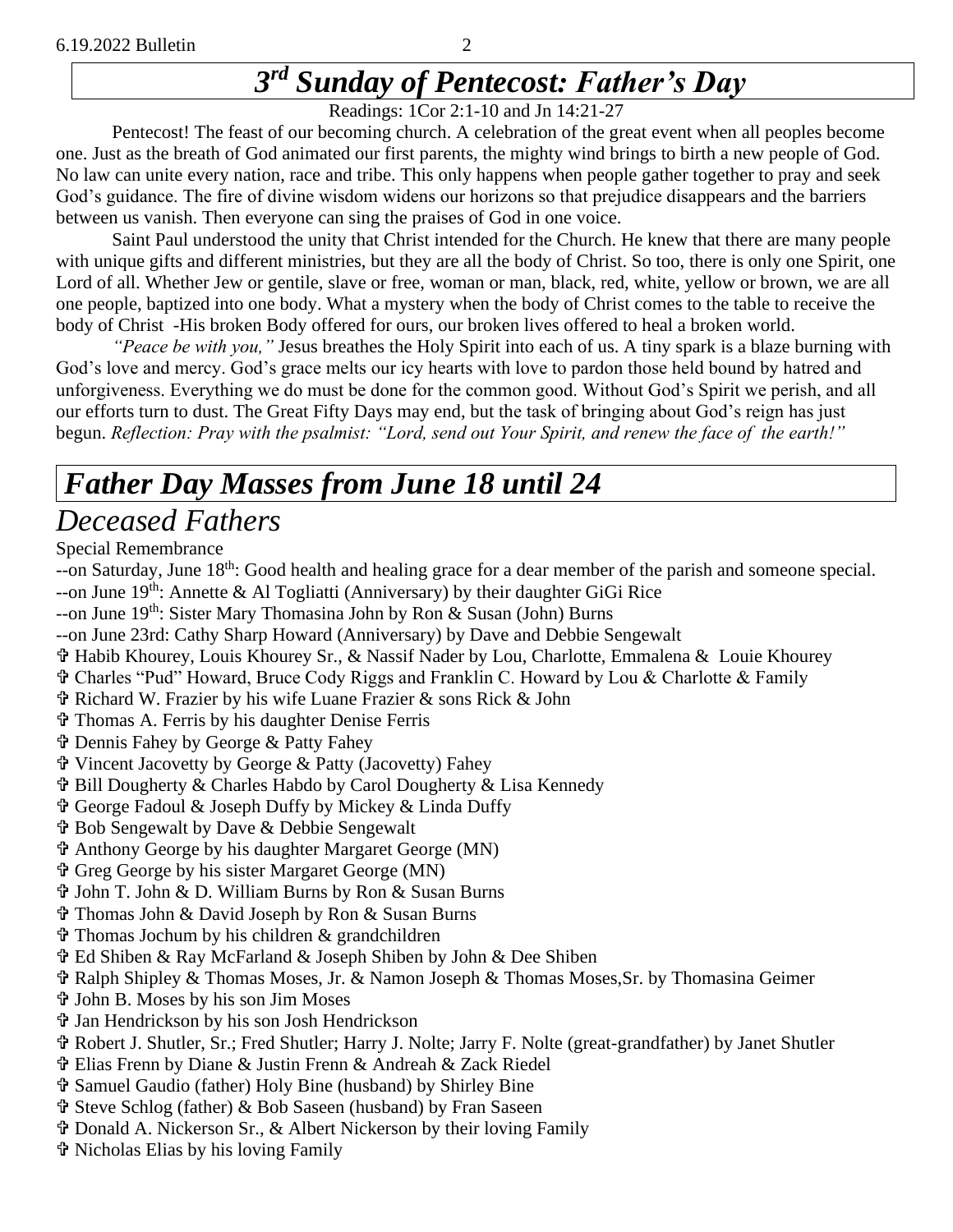# *3rd Sunday of Pentecost: Father's Day*

Readings: 1Cor 2:1-10 and Jn 14:21-27

Pentecost! The feast of our becoming church. A celebration of the great event when all peoples become one. Just as the breath of God animated our first parents, the mighty wind brings to birth a new people of God. No law can unite every nation, race and tribe. This only happens when people gather together to pray and seek God's guidance. The fire of divine wisdom widens our horizons so that prejudice disappears and the barriers between us vanish. Then everyone can sing the praises of God in one voice.

Saint Paul understood the unity that Christ intended for the Church. He knew that there are many people with unique gifts and different ministries, but they are all the body of Christ. So too, there is only one Spirit, one Lord of all. Whether Jew or gentile, slave or free, woman or man, black, red, white, yellow or brown, we are all one people, baptized into one body. What a mystery when the body of Christ comes to the table to receive the body of Christ -His broken Body offered for ours, our broken lives offered to heal a broken world.

*"Peace be with you,"* Jesus breathes the Holy Spirit into each of us. A tiny spark is a blaze burning with God's love and mercy. God's grace melts our icy hearts with love to pardon those held bound by hatred and unforgiveness. Everything we do must be done for the common good. Without God's Spirit we perish, and all our efforts turn to dust. The Great Fifty Days may end, but the task of bringing about God's reign has just begun. *Reflection: Pray with the psalmist: "Lord, send out Your Spirit, and renew the face of the earth!"*

# *Father Day Masses from June 18 until 24*

## *Deceased Fathers*

Special Remembrance

--on Saturday, June 18th: Good health and healing grace for a dear member of the parish and someone special.
--on June 19th: Annette & Al Togliatti (Anniversary) by their daughter GiGi Rice
--on June 19th: Sister Mary Thomasina John by Ron & Susan (John) Burns
--on June 23rd: Cathy Sharp Howard (Anniversary) by Dave and Debbie Sengewalt

✞ Habib Khourey, Louis Khourey Sr., & Nassif Nader by Lou, Charlotte, Emmalena & Louie Khourey
✞ Charles "Pud" Howard, Bruce Cody Riggs and Franklin C. Howard by Lou & Charlotte & Family
✞ Richard W. Frazier by his wife Luane Frazier & sons Rick & John
✞ Thomas A. Ferris by his daughter Denise Ferris
✞ Dennis Fahey by George & Patty Fahey
✞ Vincent Jacovetty by George & Patty (Jacovetty) Fahey
✞ Bill Dougherty & Charles Habdo by Carol Dougherty & Lisa Kennedy
✞ George Fadoul & Joseph Duffy by Mickey & Linda Duffy
✞ Bob Sengewalt by Dave & Debbie Sengewalt
✞ Anthony George by his daughter Margaret George (MN)
✞ Greg George by his sister Margaret George (MN)
✞ John T. John & D. William Burns by Ron & Susan Burns
✞ Thomas John & David Joseph by Ron & Susan Burns
✞ Thomas Jochum by his children & grandchildren
✞ Ed Shiben & Ray McFarland & Joseph Shiben by John & Dee Shiben
✞ Ralph Shipley & Thomas Moses, Jr. & Namon Joseph & Thomas Moses,Sr. by Thomasina Geimer
✞ John B. Moses by his son Jim Moses
✞ Jan Hendrickson by his son Josh Hendrickson
✞ Robert J. Shutler, Sr.; Fred Shutler; Harry J. Nolte; Jarry F. Nolte (great-grandfather) by Janet Shutler
✞ Elias Frenn by Diane & Justin Frenn & Andreah & Zack Riedel
✞ Samuel Gaudio (father) Holy Bine (husband) by Shirley Bine
✞ Steve Schlog (father) & Bob Saseen (husband) by Fran Saseen
✞ Donald A. Nickerson Sr., & Albert Nickerson by their loving Family
✞ Nicholas Elias by his loving Family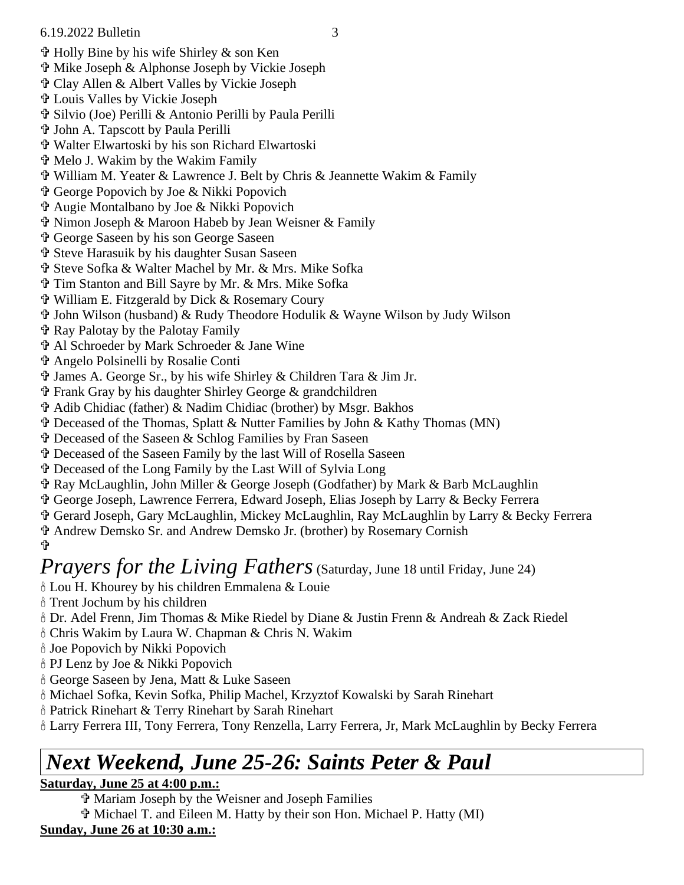✞ Holly Bine by his wife Shirley & son Ken
✞ Mike Joseph & Alphonse Joseph by Vickie Joseph
✞ Clay Allen & Albert Valles by Vickie Joseph
✞ Louis Valles by Vickie Joseph
✞ Silvio (Joe) Perilli & Antonio Perilli by Paula Perilli
✞ John A. Tapscott by Paula Perilli
✞ Walter Elwartoski by his son Richard Elwartoski
✞ Melo J. Wakim by the Wakim Family
✞ William M. Yeater & Lawrence J. Belt by Chris & Jeannette Wakim & Family
✞ George Popovich by Joe & Nikki Popovich
✞ Augie Montalbano by Joe & Nikki Popovich
✞ Nimon Joseph & Maroon Habeb by Jean Weisner & Family
✞ George Saseen by his son George Saseen
✞ Steve Harasuik by his daughter Susan Saseen
✞ Steve Sofka & Walter Machel by Mr. & Mrs. Mike Sofka
✞ Tim Stanton and Bill Sayre by Mr. & Mrs. Mike Sofka
✞ William E. Fitzgerald by Dick & Rosemary Coury
✞ John Wilson (husband) & Rudy Theodore Hodulik & Wayne Wilson by Judy Wilson
✞ Ray Palotay by the Palotay Family
✞ Al Schroeder by Mark Schroeder & Jane Wine
✞ Angelo Polsinelli by Rosalie Conti
✞ James A. George Sr., by his wife Shirley & Children Tara & Jim Jr.
✞ Frank Gray by his daughter Shirley George & grandchildren
✞ Adib Chidiac (father) & Nadim Chidiac (brother) by Msgr. Bakhos
✞ Deceased of the Thomas, Splatt & Nutter Families by John & Kathy Thomas (MN)
✞ Deceased of the Saseen & Schlog Families by Fran Saseen
✞ Deceased of the Saseen Family by the last Will of Rosella Saseen
✞ Deceased of the Long Family by the Last Will of Sylvia Long
✞ Ray McLaughlin, John Miller & George Joseph (Godfather) by Mark & Barb McLaughlin
✞ George Joseph, Lawrence Ferrera, Edward Joseph, Elias Joseph by Larry & Becky Ferrera
✞ Gerard Joseph, Gary McLaughlin, Mickey McLaughlin, Ray McLaughlin by Larry & Becky Ferrera
✞ Andrew Demsko Sr. and Andrew Demsko Jr. (brother) by Rosemary Cornish
✞

## *Prayers for the Living Fathers* (Saturday, June 18 until Friday, June 24)

🕯 Lou H. Khourey by his children Emmalena & Louie
🕯 Trent Jochum by his children
🕯 Dr. Adel Frenn, Jim Thomas & Mike Riedel by Diane & Justin Frenn & Andreah & Zack Riedel
🕯 Chris Wakim by Laura W. Chapman & Chris N. Wakim
🕯 Joe Popovich by Nikki Popovich
🕯 PJ Lenz by Joe & Nikki Popovich
🕯 George Saseen by Jena, Matt & Luke Saseen
🕯 Michael Sofka, Kevin Sofka, Philip Machel, Krzyztof Kowalski by Sarah Rinehart
🕯 Patrick Rinehart & Terry Rinehart by Sarah Rinehart
🕯 Larry Ferrera III, Tony Ferrera, Tony Renzella, Larry Ferrera, Jr, Mark McLaughlin by Becky Ferrera

## *Next Weekend, June 25-26: Saints Peter & Paul*

**Saturday, June 25 at 4:00 p.m.:**

✞ Mariam Joseph by the Weisner and Joseph Families
✞ Michael T. and Eileen M. Hatty by their son Hon. Michael P. Hatty (MI)

**Sunday, June 26 at 10:30 a.m.:**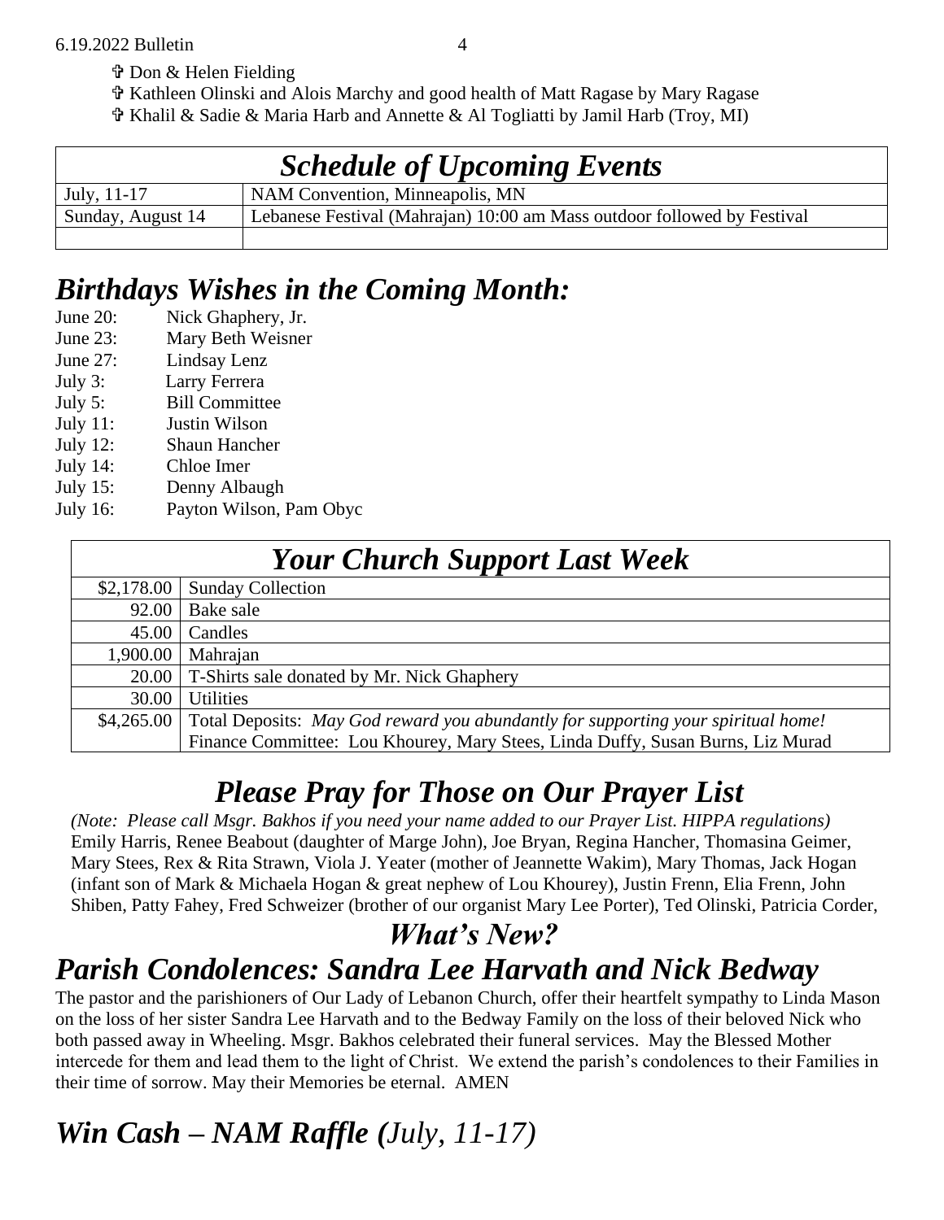✞ Don & Helen Fielding

✞ Kathleen Olinski and Alois Marchy and good health of Matt Ragase by Mary Ragase

✞ Khalil & Sadie & Maria Harb and Annette & Al Togliatti by Jamil Harb (Troy, MI)

| *Schedule of Upcoming Events* | |
|---|---|
| July, 11-17 | NAM Convention, Minneapolis, MN |
| Sunday, August 14 | Lebanese Festival (Mahrajan) 10:00 am Mass outdoor followed by Festival |
| | |

# *Birthdays Wishes in the Coming Month:*

June 20: Nick Ghaphery, Jr.
June 23: Mary Beth Weisner
June 27: Lindsay Lenz
July 3: Larry Ferrera
July 5: Bill Committee
July 11: Justin Wilson
July 12: Shaun Hancher
July 14: Chloe Imer
July 15: Denny Albaugh
July 16: Payton Wilson, Pam Obyc

| *Your Church Support Last Week* | |
|---|---|
| $2,178.00 | Sunday Collection |
| 92.00 | Bake sale |
| 45.00 | Candles |
| 1,900.00 | Mahrajan |
| 20.00 | T-Shirts sale donated by Mr. Nick Ghaphery |
| 30.00 | Utilities |
| $4,265.00 | Total Deposits: *May God reward you abundantly for supporting your spiritual home!* Finance Committee: Lou Khourey, Mary Stees, Linda Duffy, Susan Burns, Liz Murad |

# *Please Pray for Those on Our Prayer List*

*(Note: Please call Msgr. Bakhos if you need your name added to our Prayer List. HIPPA regulations)*
Emily Harris, Renee Beabout (daughter of Marge John), Joe Bryan, Regina Hancher, Thomasina Geimer, Mary Stees, Rex & Rita Strawn, Viola J. Yeater (mother of Jeannette Wakim), Mary Thomas, Jack Hogan (infant son of Mark & Michaela Hogan & great nephew of Lou Khourey), Justin Frenn, Elia Frenn, John Shiben, Patty Fahey, Fred Schweizer (brother of our organist Mary Lee Porter), Ted Olinski, Patricia Corder,

# *What's New?*

# *Parish Condolences: Sandra Lee Harvath and Nick Bedway*

The pastor and the parishioners of Our Lady of Lebanon Church, offer their heartfelt sympathy to Linda Mason on the loss of her sister Sandra Lee Harvath and to the Bedway Family on the loss of their beloved Nick who both passed away in Wheeling. Msgr. Bakhos celebrated their funeral services. May the Blessed Mother intercede for them and lead them to the light of Christ. We extend the parish's condolences to their Families in their time of sorrow. May their Memories be eternal. AMEN

# *Win Cash – NAM Raffle (July, 11-17)*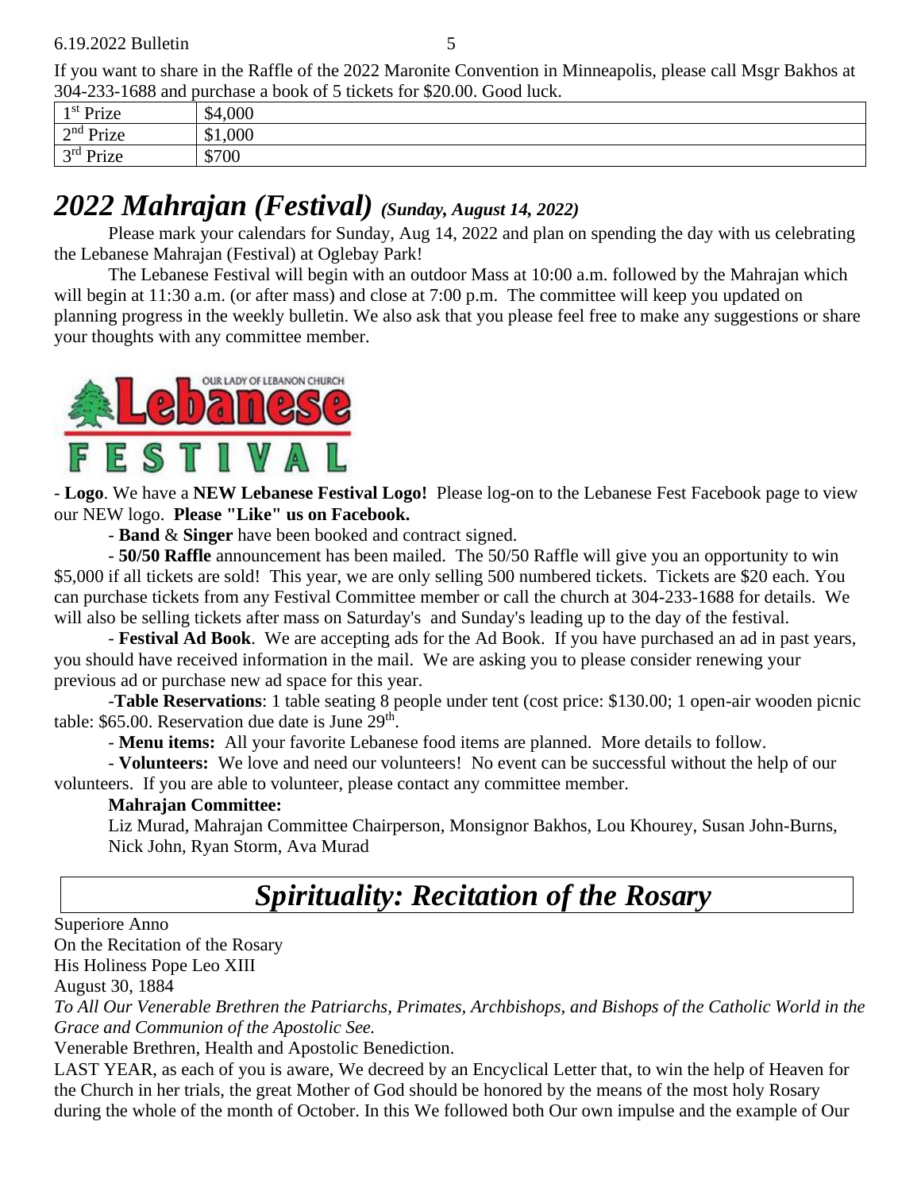If you want to share in the Raffle of the 2022 Maronite Convention in Minneapolis, please call Msgr Bakhos at 304-233-1688 and purchase a book of 5 tickets for $20.00. Good luck.

| 1st Prize | $4,000 |
|---|---|
| 2nd Prize | $1,000 |
| 3rd Prize | $700 |

# *2022 Mahrajan (Festival)* ***(Sunday, August 14, 2022)***

Please mark your calendars for Sunday, Aug 14, 2022 and plan on spending the day with us celebrating the Lebanese Mahrajan (Festival) at Oglebay Park!

The Lebanese Festival will begin with an outdoor Mass at 10:00 a.m. followed by the Mahrajan which will begin at 11:30 a.m. (or after mass) and close at 7:00 p.m. The committee will keep you updated on planning progress in the weekly bulletin. We also ask that you please feel free to make any suggestions or share your thoughts with any committee member.

OUR LADY OF LEBANON CHURCH
Lebanese
FESTIVAL

- **Logo**. We have a **NEW Lebanese Festival Logo!** Please log-on to the Lebanese Fest Facebook page to view our NEW logo. **Please "Like" us on Facebook.**

- **Band** & **Singer** have been booked and contract signed.

- **50/50 Raffle** announcement has been mailed. The 50/50 Raffle will give you an opportunity to win $5,000 if all tickets are sold! This year, we are only selling 500 numbered tickets. Tickets are $20 each. You can purchase tickets from any Festival Committee member or call the church at 304-233-1688 for details. We will also be selling tickets after mass on Saturday's and Sunday's leading up to the day of the festival.

- **Festival Ad Book**. We are accepting ads for the Ad Book. If you have purchased an ad in past years, you should have received information in the mail. We are asking you to please consider renewing your previous ad or purchase new ad space for this year.

-**Table Reservations**: 1 table seating 8 people under tent (cost price: $130.00; 1 open-air wooden picnic table: $65.00. Reservation due date is June 29th.

- **Menu items:** All your favorite Lebanese food items are planned. More details to follow.

- **Volunteers:** We love and need our volunteers! No event can be successful without the help of our volunteers. If you are able to volunteer, please contact any committee member.

**Mahrajan Committee:**

Liz Murad, Mahrajan Committee Chairperson, Monsignor Bakhos, Lou Khourey, Susan John-Burns, Nick John, Ryan Storm, Ava Murad

# *Spirituality: Recitation of the Rosary*

Superiore Anno
On the Recitation of the Rosary
His Holiness Pope Leo XIII
August 30, 1884

*To All Our Venerable Brethren the Patriarchs, Primates, Archbishops, and Bishops of the Catholic World in the Grace and Communion of the Apostolic See.*

Venerable Brethren, Health and Apostolic Benediction.

LAST YEAR, as each of you is aware, We decreed by an Encyclical Letter that, to win the help of Heaven for the Church in her trials, the great Mother of God should be honored by the means of the most holy Rosary during the whole of the month of October. In this We followed both Our own impulse and the example of Our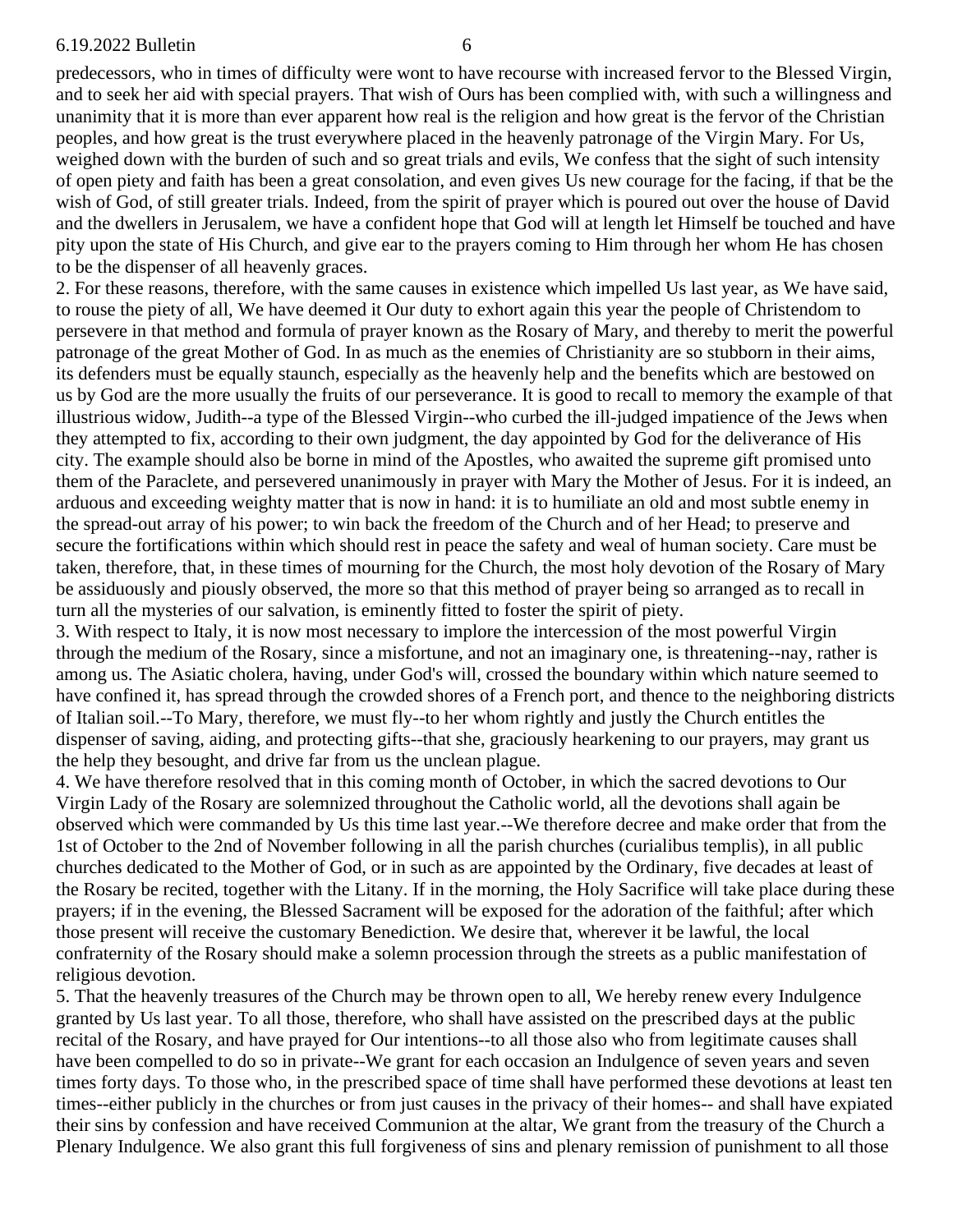predecessors, who in times of difficulty were wont to have recourse with increased fervor to the Blessed Virgin, and to seek her aid with special prayers. That wish of Ours has been complied with, with such a willingness and unanimity that it is more than ever apparent how real is the religion and how great is the fervor of the Christian peoples, and how great is the trust everywhere placed in the heavenly patronage of the Virgin Mary. For Us, weighed down with the burden of such and so great trials and evils, We confess that the sight of such intensity of open piety and faith has been a great consolation, and even gives Us new courage for the facing, if that be the wish of God, of still greater trials. Indeed, from the spirit of prayer which is poured out over the house of David and the dwellers in Jerusalem, we have a confident hope that God will at length let Himself be touched and have pity upon the state of His Church, and give ear to the prayers coming to Him through her whom He has chosen to be the dispenser of all heavenly graces.

2. For these reasons, therefore, with the same causes in existence which impelled Us last year, as We have said, to rouse the piety of all, We have deemed it Our duty to exhort again this year the people of Christendom to persevere in that method and formula of prayer known as the Rosary of Mary, and thereby to merit the powerful patronage of the great Mother of God. In as much as the enemies of Christianity are so stubborn in their aims, its defenders must be equally staunch, especially as the heavenly help and the benefits which are bestowed on us by God are the more usually the fruits of our perseverance. It is good to recall to memory the example of that illustrious widow, Judith--a type of the Blessed Virgin--who curbed the ill-judged impatience of the Jews when they attempted to fix, according to their own judgment, the day appointed by God for the deliverance of His city. The example should also be borne in mind of the Apostles, who awaited the supreme gift promised unto them of the Paraclete, and persevered unanimously in prayer with Mary the Mother of Jesus. For it is indeed, an arduous and exceeding weighty matter that is now in hand: it is to humiliate an old and most subtle enemy in the spread-out array of his power; to win back the freedom of the Church and of her Head; to preserve and secure the fortifications within which should rest in peace the safety and weal of human society. Care must be taken, therefore, that, in these times of mourning for the Church, the most holy devotion of the Rosary of Mary be assiduously and piously observed, the more so that this method of prayer being so arranged as to recall in turn all the mysteries of our salvation, is eminently fitted to foster the spirit of piety.

3. With respect to Italy, it is now most necessary to implore the intercession of the most powerful Virgin through the medium of the Rosary, since a misfortune, and not an imaginary one, is threatening--nay, rather is among us. The Asiatic cholera, having, under God's will, crossed the boundary within which nature seemed to have confined it, has spread through the crowded shores of a French port, and thence to the neighboring districts of Italian soil.--To Mary, therefore, we must fly--to her whom rightly and justly the Church entitles the dispenser of saving, aiding, and protecting gifts--that she, graciously hearkening to our prayers, may grant us the help they besought, and drive far from us the unclean plague.

4. We have therefore resolved that in this coming month of October, in which the sacred devotions to Our Virgin Lady of the Rosary are solemnized throughout the Catholic world, all the devotions shall again be observed which were commanded by Us this time last year.--We therefore decree and make order that from the 1st of October to the 2nd of November following in all the parish churches (curialibus templis), in all public churches dedicated to the Mother of God, or in such as are appointed by the Ordinary, five decades at least of the Rosary be recited, together with the Litany. If in the morning, the Holy Sacrifice will take place during these prayers; if in the evening, the Blessed Sacrament will be exposed for the adoration of the faithful; after which those present will receive the customary Benediction. We desire that, wherever it be lawful, the local confraternity of the Rosary should make a solemn procession through the streets as a public manifestation of religious devotion.

5. That the heavenly treasures of the Church may be thrown open to all, We hereby renew every Indulgence granted by Us last year. To all those, therefore, who shall have assisted on the prescribed days at the public recital of the Rosary, and have prayed for Our intentions--to all those also who from legitimate causes shall have been compelled to do so in private--We grant for each occasion an Indulgence of seven years and seven times forty days. To those who, in the prescribed space of time shall have performed these devotions at least ten times--either publicly in the churches or from just causes in the privacy of their homes-- and shall have expiated their sins by confession and have received Communion at the altar, We grant from the treasury of the Church a Plenary Indulgence. We also grant this full forgiveness of sins and plenary remission of punishment to all those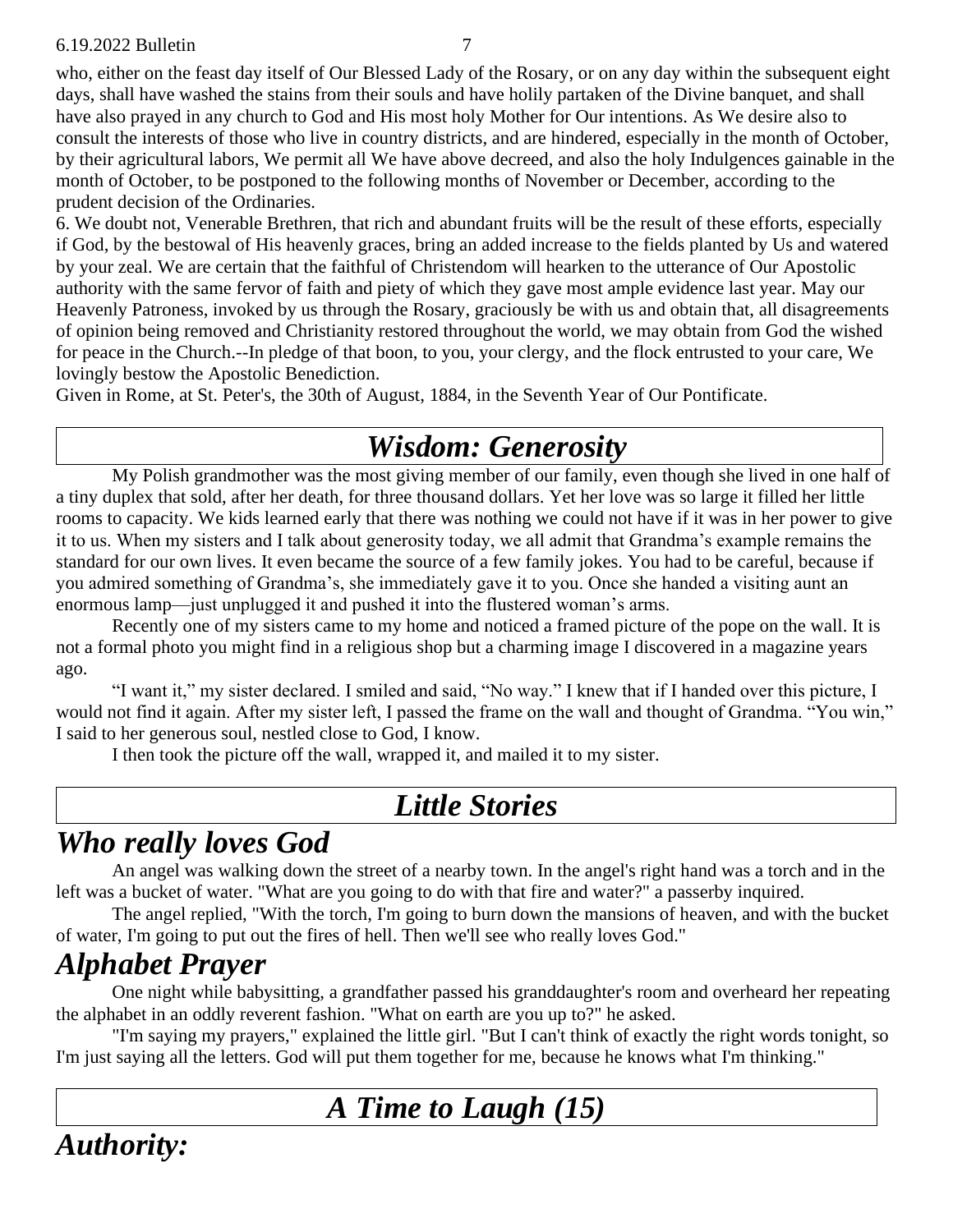who, either on the feast day itself of Our Blessed Lady of the Rosary, or on any day within the subsequent eight days, shall have washed the stains from their souls and have holily partaken of the Divine banquet, and shall have also prayed in any church to God and His most holy Mother for Our intentions. As We desire also to consult the interests of those who live in country districts, and are hindered, especially in the month of October, by their agricultural labors, We permit all We have above decreed, and also the holy Indulgences gainable in the month of October, to be postponed to the following months of November or December, according to the prudent decision of the Ordinaries.

6. We doubt not, Venerable Brethren, that rich and abundant fruits will be the result of these efforts, especially if God, by the bestowal of His heavenly graces, bring an added increase to the fields planted by Us and watered by your zeal. We are certain that the faithful of Christendom will hearken to the utterance of Our Apostolic authority with the same fervor of faith and piety of which they gave most ample evidence last year. May our Heavenly Patroness, invoked by us through the Rosary, graciously be with us and obtain that, all disagreements of opinion being removed and Christianity restored throughout the world, we may obtain from God the wished for peace in the Church.--In pledge of that boon, to you, your clergy, and the flock entrusted to your care, We lovingly bestow the Apostolic Benediction.

Given in Rome, at St. Peter's, the 30th of August, 1884, in the Seventh Year of Our Pontificate.

# *Wisdom: Generosity*

My Polish grandmother was the most giving member of our family, even though she lived in one half of a tiny duplex that sold, after her death, for three thousand dollars. Yet her love was so large it filled her little rooms to capacity. We kids learned early that there was nothing we could not have if it was in her power to give it to us. When my sisters and I talk about generosity today, we all admit that Grandma's example remains the standard for our own lives. It even became the source of a few family jokes. You had to be careful, because if you admired something of Grandma's, she immediately gave it to you. Once she handed a visiting aunt an enormous lamp—just unplugged it and pushed it into the flustered woman's arms.

Recently one of my sisters came to my home and noticed a framed picture of the pope on the wall. It is not a formal photo you might find in a religious shop but a charming image I discovered in a magazine years ago.

"I want it," my sister declared. I smiled and said, "No way." I knew that if I handed over this picture, I would not find it again. After my sister left, I passed the frame on the wall and thought of Grandma. "You win," I said to her generous soul, nestled close to God, I know.

I then took the picture off the wall, wrapped it, and mailed it to my sister.

# *Little Stories*

## *Who really loves God*

An angel was walking down the street of a nearby town. In the angel's right hand was a torch and in the left was a bucket of water. "What are you going to do with that fire and water?" a passerby inquired.

The angel replied, "With the torch, I'm going to burn down the mansions of heaven, and with the bucket of water, I'm going to put out the fires of hell. Then we'll see who really loves God."

## *Alphabet Prayer*

One night while babysitting, a grandfather passed his granddaughter's room and overheard her repeating the alphabet in an oddly reverent fashion. "What on earth are you up to?" he asked.

"I'm saying my prayers," explained the little girl. "But I can't think of exactly the right words tonight, so I'm just saying all the letters. God will put them together for me, because he knows what I'm thinking."

# *A Time to Laugh (15)*

## *Authority:*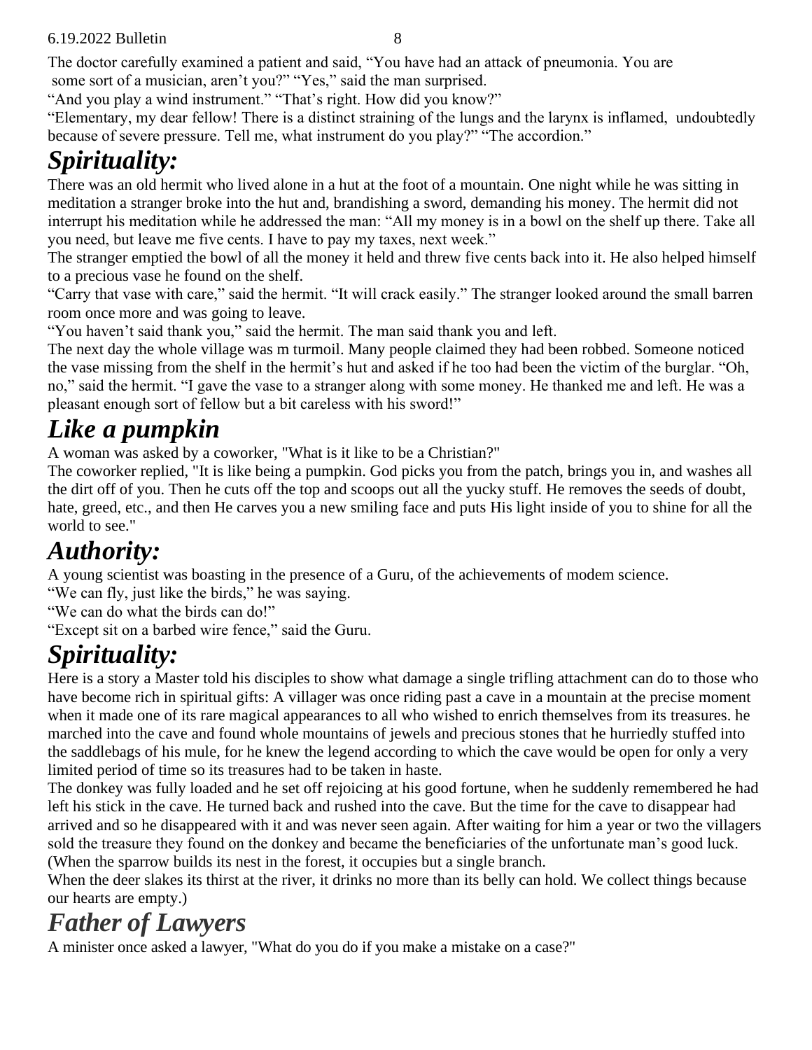The doctor carefully examined a patient and said, “You have had an attack of pneumonia. You are some sort of a musician, aren’t you?” “Yes,” said the man surprised.

“And you play a wind instrument.” “That’s right. How did you know?”

“Elementary, my dear fellow! There is a distinct straining of the lungs and the larynx is inflamed, undoubtedly because of severe pressure. Tell me, what instrument do you play?” “The accordion.”

# *Spirituality:*

There was an old hermit who lived alone in a hut at the foot of a mountain. One night while he was sitting in meditation a stranger broke into the hut and, brandishing a sword, demanding his money. The hermit did not interrupt his meditation while he addressed the man: “All my money is in a bowl on the shelf up there. Take all you need, but leave me five cents. I have to pay my taxes, next week.”

The stranger emptied the bowl of all the money it held and threw five cents back into it. He also helped himself to a precious vase he found on the shelf.

“Carry that vase with care,” said the hermit. “It will crack easily.” The stranger looked around the small barren room once more and was going to leave.

“You haven’t said thank you,” said the hermit. The man said thank you and left.

The next day the whole village was m turmoil. Many people claimed they had been robbed. Someone noticed the vase missing from the shelf in the hermit’s hut and asked if he too had been the victim of the burglar. “Oh, no,” said the hermit. “I gave the vase to a stranger along with some money. He thanked me and left. He was a pleasant enough sort of fellow but a bit careless with his sword!”

# *Like a pumpkin*

A woman was asked by a coworker, "What is it like to be a Christian?"

The coworker replied, "It is like being a pumpkin. God picks you from the patch, brings you in, and washes all the dirt off of you. Then he cuts off the top and scoops out all the yucky stuff. He removes the seeds of doubt, hate, greed, etc., and then He carves you a new smiling face and puts His light inside of you to shine for all the world to see."

# *Authority:*

A young scientist was boasting in the presence of a Guru, of the achievements of modem science.

“We can fly, just like the birds,” he was saying.

“We can do what the birds can do!”

“Except sit on a barbed wire fence,” said the Guru.

# *Spirituality:*

Here is a story a Master told his disciples to show what damage a single trifling attachment can do to those who have become rich in spiritual gifts: A villager was once riding past a cave in a mountain at the precise moment when it made one of its rare magical appearances to all who wished to enrich themselves from its treasures. he marched into the cave and found whole mountains of jewels and precious stones that he hurriedly stuffed into the saddlebags of his mule, for he knew the legend according to which the cave would be open for only a very limited period of time so its treasures had to be taken in haste.

The donkey was fully loaded and he set off rejoicing at his good fortune, when he suddenly remembered he had left his stick in the cave. He turned back and rushed into the cave. But the time for the cave to disappear had arrived and so he disappeared with it and was never seen again. After waiting for him a year or two the villagers sold the treasure they found on the donkey and became the beneficiaries of the unfortunate man’s good luck.

(When the sparrow builds its nest in the forest, it occupies but a single branch.

When the deer slakes its thirst at the river, it drinks no more than its belly can hold. We collect things because our hearts are empty.)

# *Father of Lawyers*

A minister once asked a lawyer, "What do you do if you make a mistake on a case?"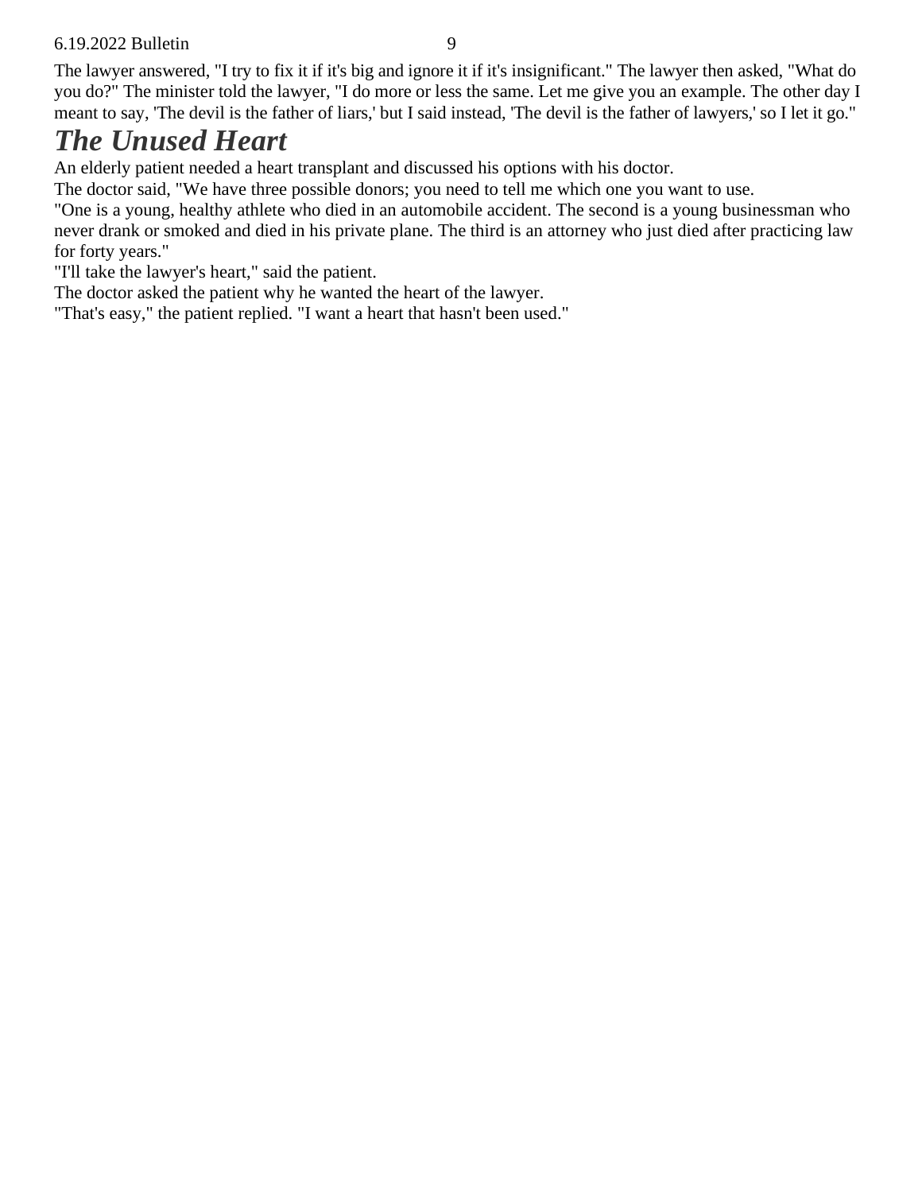The lawyer answered, "I try to fix it if it's big and ignore it if it's insignificant." The lawyer then asked, "What do you do?" The minister told the lawyer, "I do more or less the same. Let me give you an example. The other day I meant to say, 'The devil is the father of liars,' but I said instead, 'The devil is the father of lawyers,' so I let it go."

# *The Unused Heart*

An elderly patient needed a heart transplant and discussed his options with his doctor.

The doctor said, "We have three possible donors; you need to tell me which one you want to use.

"One is a young, healthy athlete who died in an automobile accident. The second is a young businessman who never drank or smoked and died in his private plane. The third is an attorney who just died after practicing law for forty years."

"I'll take the lawyer's heart," said the patient.

The doctor asked the patient why he wanted the heart of the lawyer.

"That's easy," the patient replied. "I want a heart that hasn't been used."